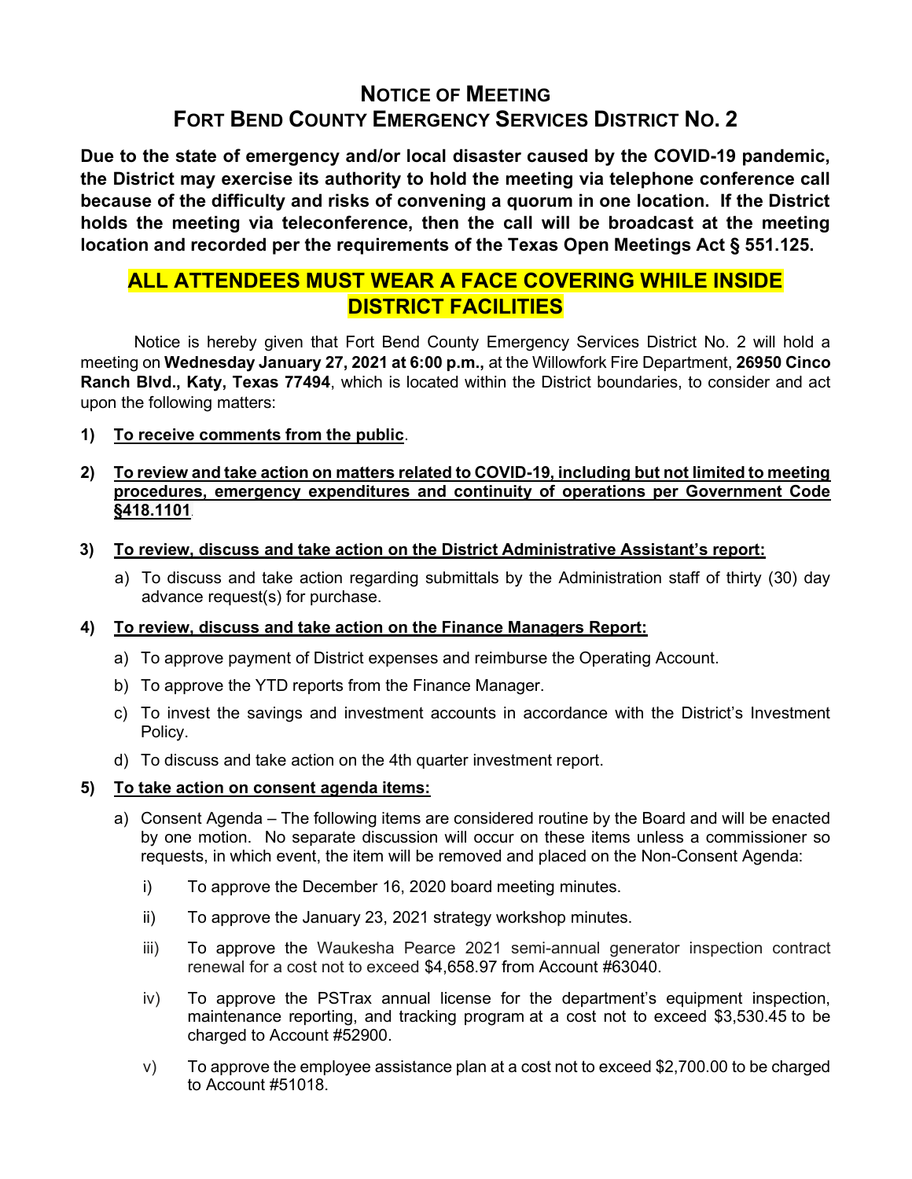# NOTICE OF MEETING
# FORT BEND COUNTY EMERGENCY SERVICES DISTRICT NO. 2

**Due to the state of emergency and/or local disaster caused by the COVID-19 pandemic, the District may exercise its authority to hold the meeting via telephone conference call because of the difficulty and risks of convening a quorum in one location. If the District holds the meeting via teleconference, then the call will be broadcast at the meeting location and recorded per the requirements of the Texas Open Meetings Act § 551.125.**

## ALL ATTENDEES MUST WEAR A FACE COVERING WHILE INSIDE DISTRICT FACILITIES

Notice is hereby given that Fort Bend County Emergency Services District No. 2 will hold a meeting on **Wednesday January 27, 2021 at 6:00 p.m.,** at the Willowfork Fire Department, **26950 Cinco Ranch Blvd., Katy, Texas 77494**, which is located within the District boundaries, to consider and act upon the following matters:

1) **To receive comments from the public**.

2) **To review and take action on matters related to COVID-19, including but not limited to meeting procedures, emergency expenditures and continuity of operations per Government Code §418.1101**.

3) **To review, discuss and take action on the District Administrative Assistant's report:**

    a) To discuss and take action regarding submittals by the Administration staff of thirty (30) day advance request(s) for purchase.

4) **To review, discuss and take action on the Finance Managers Report:**

    a) To approve payment of District expenses and reimburse the Operating Account.

    b) To approve the YTD reports from the Finance Manager.

    c) To invest the savings and investment accounts in accordance with the District's Investment Policy.

    d) To discuss and take action on the 4th quarter investment report.

5) **To take action on consent agenda items:**

    a) Consent Agenda – The following items are considered routine by the Board and will be enacted by one motion. No separate discussion will occur on these items unless a commissioner so requests, in which event, the item will be removed and placed on the Non-Consent Agenda:

        i) To approve the December 16, 2020 board meeting minutes.

        ii) To approve the January 23, 2021 strategy workshop minutes.

        iii) To approve the Waukesha Pearce 2021 semi-annual generator inspection contract renewal for a cost not to exceed $4,658.97 from Account #63040.

        iv) To approve the PSTrax annual license for the department's equipment inspection, maintenance reporting, and tracking program at a cost not to exceed $3,530.45 to be charged to Account #52900.

        v) To approve the employee assistance plan at a cost not to exceed $2,700.00 to be charged to Account #51018.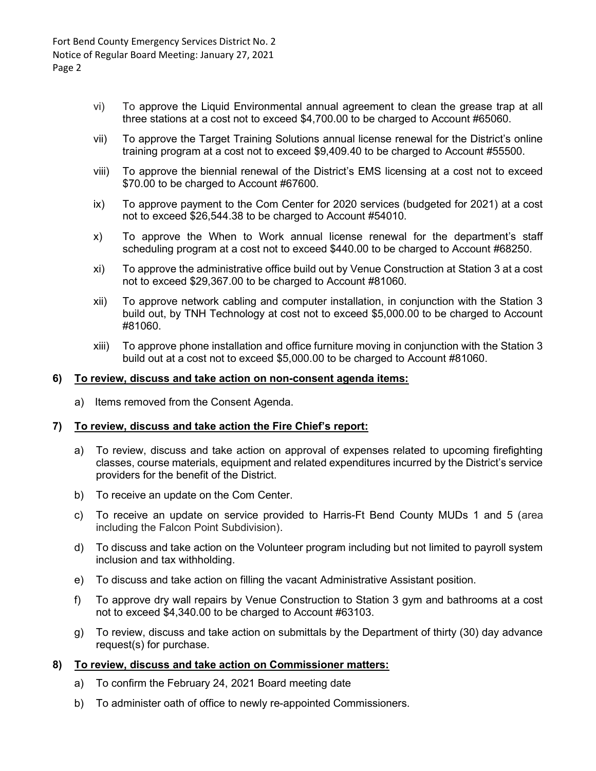vi) To approve the Liquid Environmental annual agreement to clean the grease trap at all three stations at a cost not to exceed $4,700.00 to be charged to Account #65060.

vii) To approve the Target Training Solutions annual license renewal for the District's online training program at a cost not to exceed $9,409.40 to be charged to Account #55500.

viii) To approve the biennial renewal of the District's EMS licensing at a cost not to exceed $70.00 to be charged to Account #67600.

ix) To approve payment to the Com Center for 2020 services (budgeted for 2021) at a cost not to exceed $26,544.38 to be charged to Account #54010.

x) To approve the When to Work annual license renewal for the department's staff scheduling program at a cost not to exceed $440.00 to be charged to Account #68250.

xi) To approve the administrative office build out by Venue Construction at Station 3 at a cost not to exceed $29,367.00 to be charged to Account #81060.

xii) To approve network cabling and computer installation, in conjunction with the Station 3 build out, by TNH Technology at cost not to exceed $5,000.00 to be charged to Account #81060.

xiii) To approve phone installation and office furniture moving in conjunction with the Station 3 build out at a cost not to exceed $5,000.00 to be charged to Account #81060.

**6) <u>To review, discuss and take action on non-consent agenda items:</u>**

a) Items removed from the Consent Agenda.

**7) <u>To review, discuss and take action the Fire Chief's report:</u>**

a) To review, discuss and take action on approval of expenses related to upcoming firefighting classes, course materials, equipment and related expenditures incurred by the District's service providers for the benefit of the District.

b) To receive an update on the Com Center.

c) To receive an update on service provided to Harris-Ft Bend County MUDs 1 and 5 (area including the Falcon Point Subdivision).

d) To discuss and take action on the Volunteer program including but not limited to payroll system inclusion and tax withholding.

e) To discuss and take action on filling the vacant Administrative Assistant position.

f) To approve dry wall repairs by Venue Construction to Station 3 gym and bathrooms at a cost not to exceed $4,340.00 to be charged to Account #63103.

g) To review, discuss and take action on submittals by the Department of thirty (30) day advance request(s) for purchase.

**8) <u>To review, discuss and take action on Commissioner matters:</u>**

a) To confirm the February 24, 2021 Board meeting date

b) To administer oath of office to newly re-appointed Commissioners.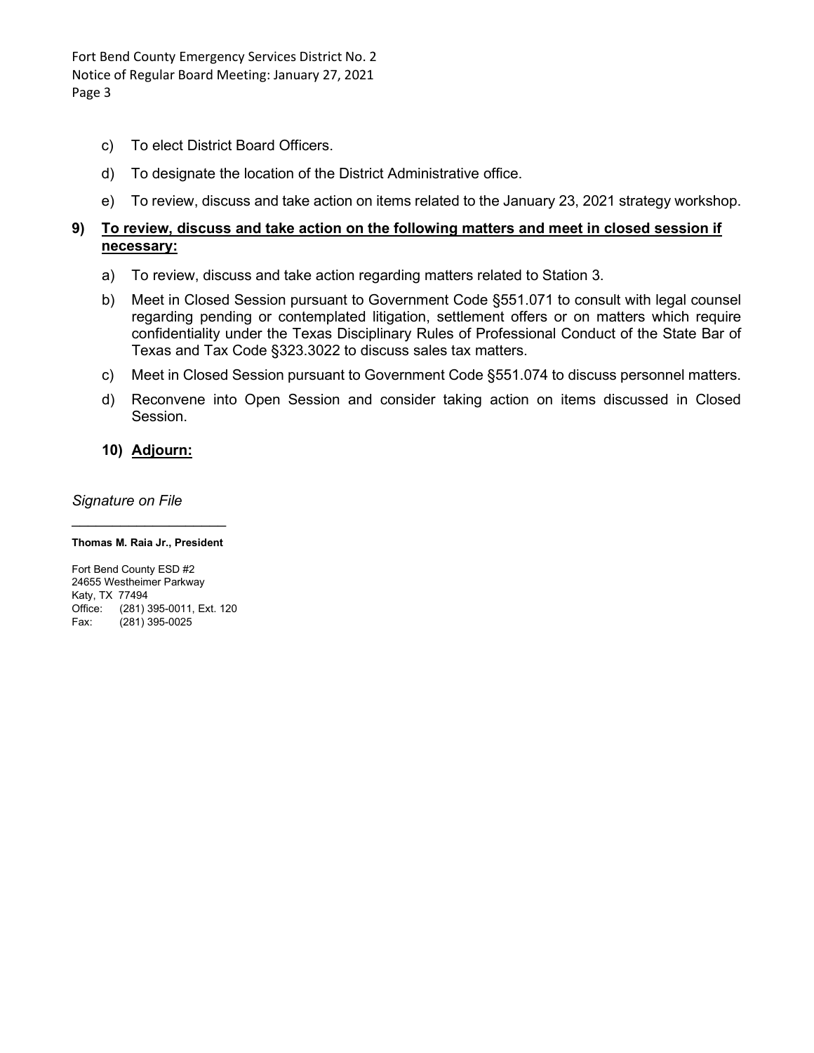c) To elect District Board Officers.

d) To designate the location of the District Administrative office.

e) To review, discuss and take action on items related to the January 23, 2021 strategy workshop.

**9) <u>To review, discuss and take action on the following matters and meet in closed session if necessary:</u>**

a) To review, discuss and take action regarding matters related to Station 3.

b) Meet in Closed Session pursuant to Government Code §551.071 to consult with legal counsel regarding pending or contemplated litigation, settlement offers or on matters which require confidentiality under the Texas Disciplinary Rules of Professional Conduct of the State Bar of Texas and Tax Code §323.3022 to discuss sales tax matters.

c) Meet in Closed Session pursuant to Government Code §551.074 to discuss personnel matters.

d) Reconvene into Open Session and consider taking action on items discussed in Closed Session.

**10) <u>Adjourn:</u>**

*Signature on File*

**Thomas M. Raia Jr., President**

Fort Bend County ESD #2
24655 Westheimer Parkway
Katy, TX 77494
Office: (281) 395-0011, Ext. 120
Fax: (281) 395-0025